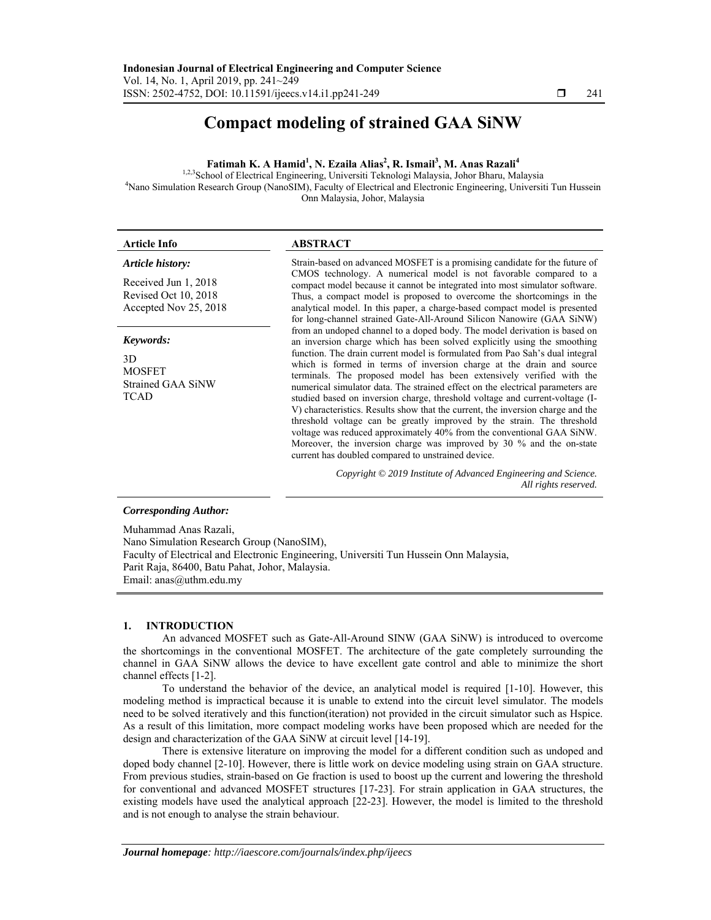# Compact modeling of strained GAA SiNW

**Fatimah K. A Hamid[1], N. Ezaila Alias[2], R. Ismail[3], M. Anas Razali[4]**

[1,2,3]School of Electrical Engineering, Universiti Teknologi Malaysia, Johor Bharu, Malaysia
[4]Nano Simulation Research Group (NanoSIM), Faculty of Electrical and Electronic Engineering, Universiti Tun Hussein Onn Malaysia, Johor, Malaysia

**Article Info**

***Article history:***

Received Jun 1, 2018
Revised Oct 10, 2018
Accepted Nov 25, 2018

***Keywords:***

3D
MOSFET
Strained GAA SiNW
TCAD

**ABSTRACT**

Strain-based on advanced MOSFET is a promising candidate for the future of CMOS technology. A numerical model is not favorable compared to a compact model because it cannot be integrated into most simulator software. Thus, a compact model is proposed to overcome the shortcomings in the analytical model. In this paper, a charge-based compact model is presented for long-channel strained Gate-All-Around Silicon Nanowire (GAA SiNW) from an undoped channel to a doped body. The model derivation is based on an inversion charge which has been solved explicitly using the smoothing function. The drain current model is formulated from Pao Sah's dual integral which is formed in terms of inversion charge at the drain and source terminals. The proposed model has been extensively verified with the numerical simulator data. The strained effect on the electrical parameters are studied based on inversion charge, threshold voltage and current-voltage (I-V) characteristics. Results show that the current, the inversion charge and the threshold voltage can be greatly improved by the strain. The threshold voltage was reduced approximately 40% from the conventional GAA SiNW. Moreover, the inversion charge was improved by 30 % and the on-state current has doubled compared to unstrained device.

*Copyright © 2019 Institute of Advanced Engineering and Science. All rights reserved.*

***Corresponding Author:***

Muhammad Anas Razali,
Nano Simulation Research Group (NanoSIM),
Faculty of Electrical and Electronic Engineering, Universiti Tun Hussein Onn Malaysia,
Parit Raja, 86400, Batu Pahat, Johor, Malaysia.
Email: anas@uthm.edu.my

## 1. INTRODUCTION

An advanced MOSFET such as Gate-All-Around SINW (GAA SiNW) is introduced to overcome the shortcomings in the conventional MOSFET. The architecture of the gate completely surrounding the channel in GAA SiNW allows the device to have excellent gate control and able to minimize the short channel effects [1-2].

To understand the behavior of the device, an analytical model is required [1-10]. However, this modeling method is impractical because it is unable to extend into the circuit level simulator. The models need to be solved iteratively and this function(iteration) not provided in the circuit simulator such as Hspice. As a result of this limitation, more compact modeling works have been proposed which are needed for the design and characterization of the GAA SiNW at circuit level [14-19].

There is extensive literature on improving the model for a different condition such as undoped and doped body channel [2-10]. However, there is little work on device modeling using strain on GAA structure. From previous studies, strain-based on Ge fraction is used to boost up the current and lowering the threshold for conventional and advanced MOSFET structures [17-23]. For strain application in GAA structures, the existing models have used the analytical approach [22-23]. However, the model is limited to the threshold and is not enough to analyse the strain behaviour.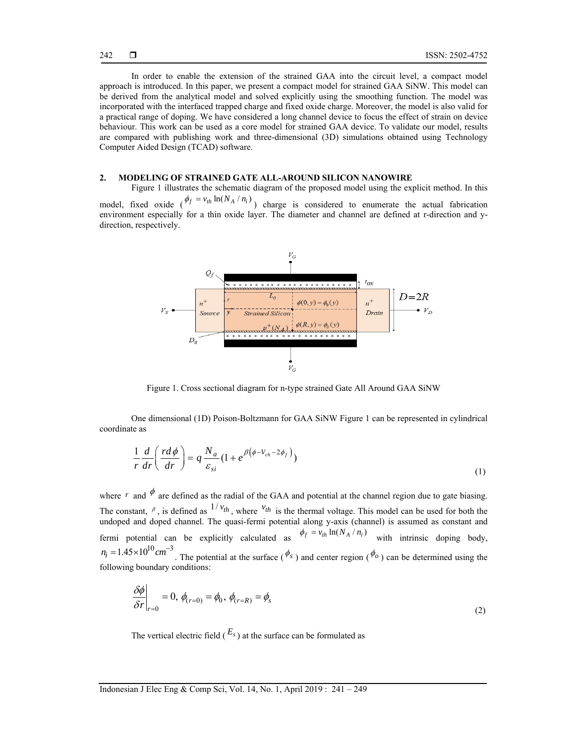In order to enable the extension of the strained GAA into the circuit level, a compact model approach is introduced. In this paper, we present a compact model for strained GAA SiNW. This model can be derived from the analytical model and solved explicitly using the smoothing function. The model was incorporated with the interfaced trapped charge and fixed oxide charge. Moreover, the model is also valid for a practical range of doping. We have considered a long channel device to focus the effect of strain on device behaviour. This work can be used as a core model for strained GAA device. To validate our model, results are compared with publishing work and three-dimensional (3D) simulations obtained using Technology Computer Aided Design (TCAD) software.

## 2. MODELING OF STRAINED GATE ALL-AROUND SILICON NANOWIRE

Figure 1 illustrates the schematic diagram of the proposed model using the explicit method. In this model, fixed oxide ($\phi_f = v_{th} \ln(N_A / n_i)$) charge is considered to enumerate the actual fabrication environment especially for a thin oxide layer. The diameter and channel are defined at r-direction and y-direction, respectively.

$V_G$

$Q_f$

$t_{ox}$

$L_G$

$n^+$

Source

$r$

$y$

Strained Silicon

$\phi(0, y) = \phi_0(y)$

$n^+$

Drain

$D = 2R$

$V_S$

$V_D$

$p^+(N_A)$

$\phi(R, y) = \phi_S(y)$

$D_{it}$

$V_G$

Figure 1. Cross sectional diagram for n-type strained Gate All Around GAA SiNW

One dimensional (1D) Poison-Boltzmann for GAA SiNW Figure 1 can be represented in cylindrical coordinate as

$$\frac{1}{r}\frac{d}{dr}\left(\frac{rd\phi}{dr}\right) = q\frac{N_a}{\varepsilon_{si}}(1 + e^{\beta\left(\phi - V_{ch} - 2\phi_f\right)}) \tag{1}$$

where $r$ and $\phi$ are defined as the radial of the GAA and potential at the channel region due to gate biasing. The constant, $\beta$, is defined as $1/v_{th}$, where $v_{th}$ is the thermal voltage. This model can be used for both the undoped and doped channel. The quasi-fermi potential along y-axis (channel) is assumed as constant and fermi potential can be explicitly calculated as $\phi_f = v_{th} \ln(N_A / n_i)$ with intrinsic doping body, $n_i = 1.45 \times 10^{10} cm^{-3}$. The potential at the surface ($\phi_s$) and center region ($\phi_o$) can be determined using the following boundary conditions:

$$\left.\frac{\delta\phi}{\delta r}\right|_{r=0} = 0,\ \phi_{(r=0)} = \phi_0,\ \phi_{(r=R)} = \phi_s \tag{2}$$

The vertical electric field ($E_s$) at the surface can be formulated as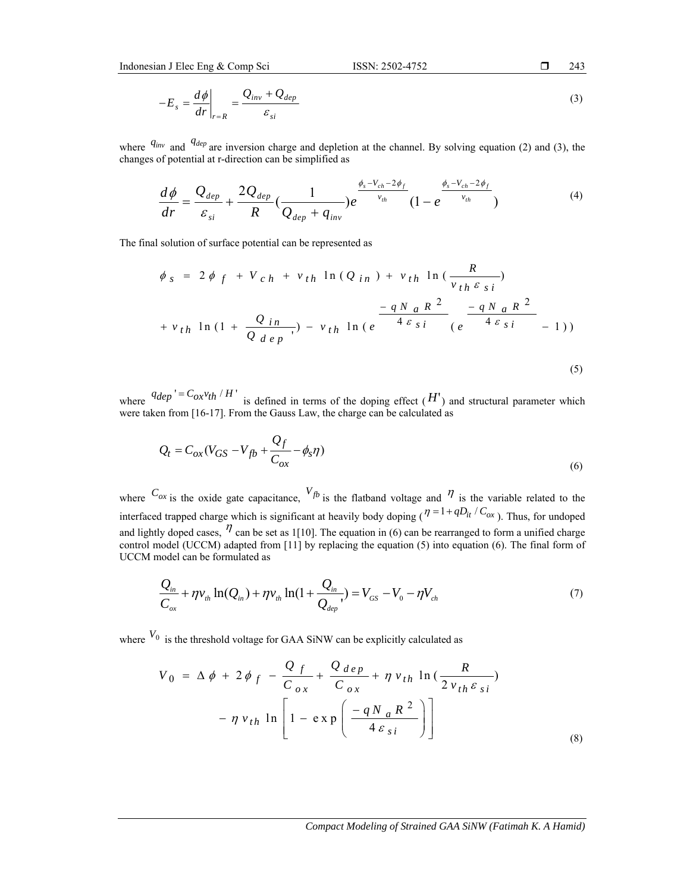$$-E_s = \left.\frac{d\phi}{dr}\right|_{r=R} = \frac{Q_{inv} + Q_{dep}}{\varepsilon_{si}} \tag{3}$$

where $q_{inv}$ and $q_{dep}$ are inversion charge and depletion at the channel. By solving equation (2) and (3), the changes of potential at r-direction can be simplified as

$$\frac{d\phi}{dr} = \frac{Q_{dep}}{\varepsilon_{si}} + \frac{2Q_{dep}}{R}\left(\frac{1}{Q_{dep} + q_{inv}}\right)e^{\frac{\phi_s - V_{ch} - 2\phi_f}{v_{th}}}\left(1 - e^{\frac{\phi_s - V_{ch} - 2\phi_f}{v_{th}}}\right) \tag{4}$$

The final solution of surface potential can be represented as

$$\phi_s = 2\phi_f + V_{ch} + v_{th}\ln(Q_{in}) + v_{th}\ln\left(\frac{R}{v_{th}\varepsilon_{si}}\right) + v_{th}\ln\left(1 + \frac{Q_{in}}{Q_{dep}'}\right) - v_{th}\ln\left(e^{\frac{-qN_aR^2}{4\varepsilon_{si}}}\left(e^{\frac{-qN_aR^2}{4\varepsilon_{si}}} - 1\right)\right) \tag{5}$$

where $q_{dep}' = C_{ox}v_{th} / H'$ is defined in terms of the doping effect ($H'$) and structural parameter which were taken from [16-17]. From the Gauss Law, the charge can be calculated as

$$Q_t = C_{ox}\left(V_{GS} - V_{fb} + \frac{Q_f}{C_{ox}} - \phi_s\eta\right) \tag{6}$$

where $C_{ox}$ is the oxide gate capacitance, $V_{fb}$ is the flatband voltage and $\eta$ is the variable related to the interfaced trapped charge which is significant at heavily body doping ($\eta = 1 + qD_{it} / C_{ox}$). Thus, for undoped and lightly doped cases, $\eta$ can be set as 1[10]. The equation in (6) can be rearranged to form a unified charge control model (UCCM) adapted from [11] by replacing the equation (5) into equation (6). The final form of UCCM model can be formulated as

$$\frac{Q_{in}}{C_{ox}} + \eta v_{th}\ln(Q_{in}) + \eta v_{th}\ln\left(1 + \frac{Q_{in}}{Q_{dep}'}\right) = V_{GS} - V_0 - \eta V_{ch} \tag{7}$$

where $V_0$ is the threshold voltage for GAA SiNW can be explicitly calculated as

$$V_0 = \Delta\phi + 2\phi_f - \frac{Q_f}{C_{ox}} + \frac{Q_{dep}}{C_{ox}} + \eta v_{th}\ln\left(\frac{R}{2v_{th}\varepsilon_{si}}\right) - \eta v_{th}\ln\left[1 - \exp\left(\frac{-qN_aR^2}{4\varepsilon_{si}}\right)\right] \tag{8}$$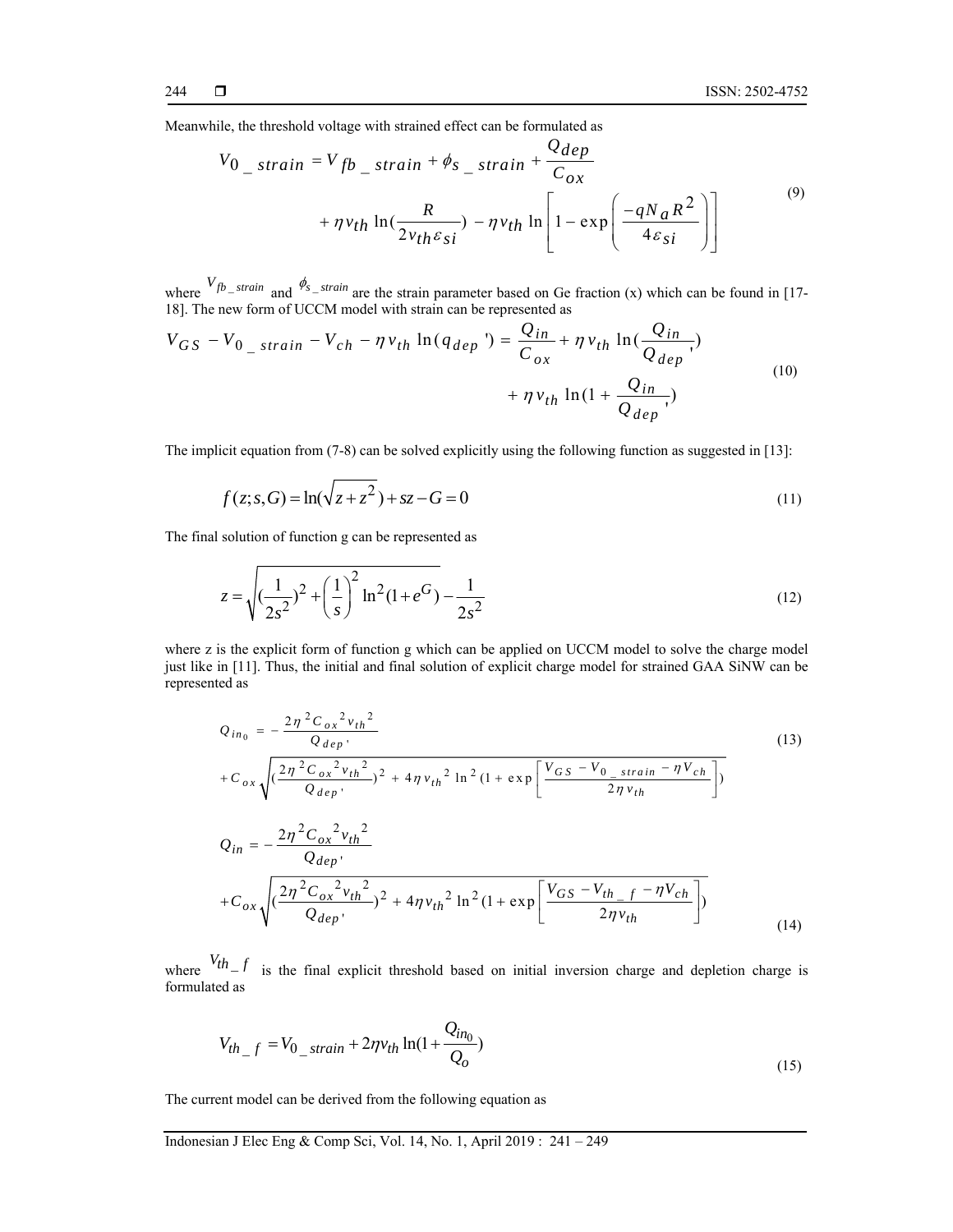Meanwhile, the threshold voltage with strained effect can be formulated as

$$V_{0\_strain} = V_{fb\_strain} + \phi_{s\_strain} + \frac{Q_{dep}}{C_{ox}} + \eta v_{th} \ln(\frac{R}{2 v_{th} \varepsilon_{si}}) - \eta v_{th} \ln\left[1 - \exp\left(\frac{-q N_a R^2}{4 \varepsilon_{si}}\right)\right] \tag{9}$$

where $V_{fb\_strain}$ and $\phi_{s\_strain}$ are the strain parameter based on Ge fraction (x) which can be found in [17-18]. The new form of UCCM model with strain can be represented as

$$V_{GS} - V_{0\_strain} - V_{ch} - \eta v_{th} \ln(q_{dep}') = \frac{Q_{in}}{C_{ox}} + \eta v_{th} \ln(\frac{Q_{in}}{Q_{dep}'}) + \eta v_{th} \ln(1 + \frac{Q_{in}}{Q_{dep}'}) \tag{10}$$

The implicit equation from (7-8) can be solved explicitly using the following function as suggested in [13]:

$$f(z; s, G) = \ln(\sqrt{z + z^2}) + sz - G = 0 \tag{11}$$

The final solution of function g can be represented as

$$z = \sqrt{(\frac{1}{2s^2})^2 + \left(\frac{1}{s}\right)^2 \ln^2(1 + e^G)} - \frac{1}{2s^2} \tag{12}$$

where z is the explicit form of function g which can be applied on UCCM model to solve the charge model just like in [11]. Thus, the initial and final solution of explicit charge model for strained GAA SiNW can be represented as

$$Q_{in_0} = -\frac{2\eta^2 C_{ox}^2 v_{th}^2}{Q_{dep}'} + C_{ox}\sqrt{(\frac{2\eta^2 C_{ox}^2 v_{th}^2}{Q_{dep}'})^2 + 4\eta v_{th}^2 \ln^2(1 + \exp\left[\frac{V_{GS} - V_{0\_strain} - \eta V_{ch}}{2\eta v_{th}}\right])} \tag{13}$$

$$Q_{in} = -\frac{2\eta^2 C_{ox}^2 v_{th}^2}{Q_{dep}'} + C_{ox}\sqrt{(\frac{2\eta^2 C_{ox}^2 v_{th}^2}{Q_{dep}'})^2 + 4\eta v_{th}^2 \ln^2(1 + \exp\left[\frac{V_{GS} - V_{th\_f} - \eta V_{ch}}{2\eta v_{th}}\right])} \tag{14}$$

where $V_{th\_f}$ is the final explicit threshold based on initial inversion charge and depletion charge is formulated as

$$V_{th\_f} = V_{0\_strain} + 2\eta v_{th} \ln(1 + \frac{Q_{in_0}}{Q_o}) \tag{15}$$

The current model can be derived from the following equation as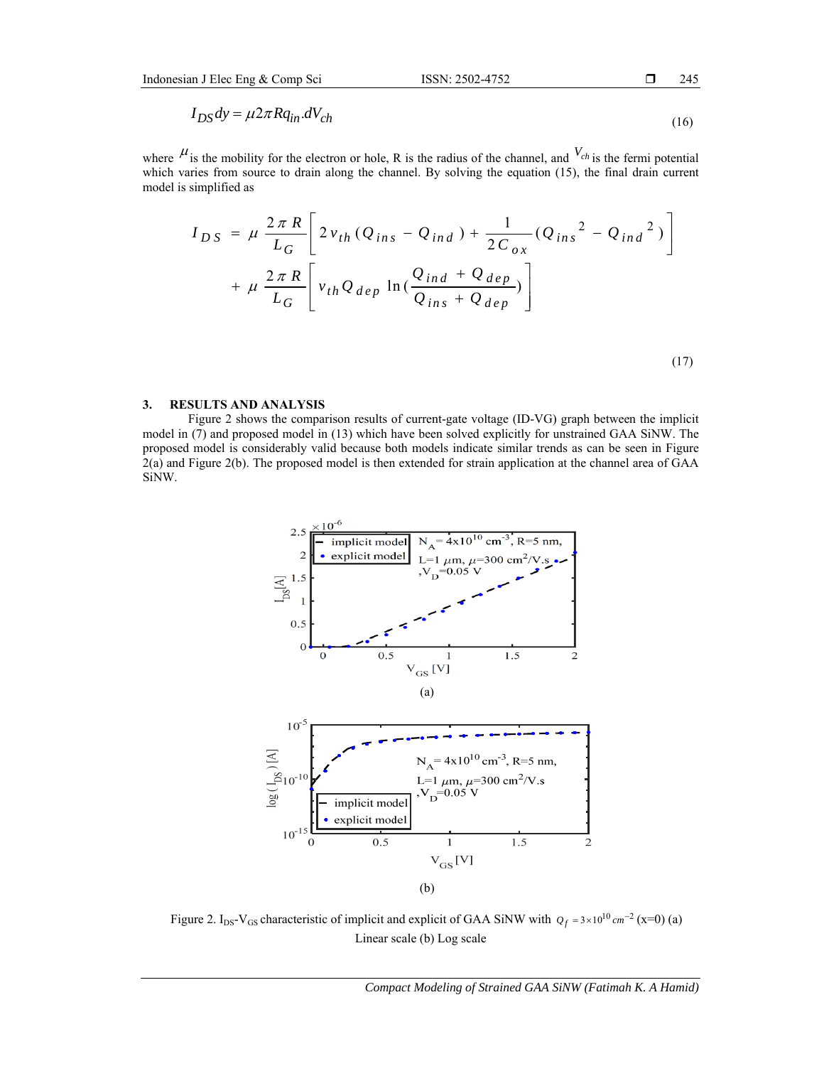$$I_{DS} dy = \mu 2\pi R q_{in} . dV_{ch} \tag{16}$$

where $\mu$ is the mobility for the electron or hole, R is the radius of the channel, and $V_{ch}$ is the fermi potential which varies from source to drain along the channel. By solving the equation (15), the final drain current model is simplified as

$$I_{DS} = \mu \frac{2\pi R}{L_G}\left[ 2v_{th}(Q_{ins} - Q_{ind}) + \frac{1}{2C_{ox}}(Q_{ins}{}^2 - Q_{ind}{}^2) \right] + \mu \frac{2\pi R}{L_G}\left[ v_{th} Q_{dep} \ln\left(\frac{Q_{ind} + Q_{dep}}{Q_{ins} + Q_{dep}}\right) \right] \tag{17}$$

## 3. RESULTS AND ANALYSIS

Figure 2 shows the comparison results of current-gate voltage (ID-VG) graph between the implicit model in (7) and proposed model in (13) which have been solved explicitly for unstrained GAA SiNW. The proposed model is considerably valid because both models indicate similar trends as can be seen in Figure 2(a) and Figure 2(b). The proposed model is then extended for strain application at the channel area of GAA SiNW.

$\times 10^{-6}$
2.5
2
1.5
1
0.5
0
$I_{DS}$[A]
implicit model
explicit model
$N_A = 4\times10^{10}$ cm$^{-3}$, R=5 nm,
L=1 $\mu$m, $\mu$=300 cm$^2$/V.s
,$V_D$=0.05 V
0
0.5
1
1.5
2
$V_{GS}$ [V]

(a)

$10^{-5}$
$10^{-10}$
$10^{-15}$
log ( $I_{DS}$ ) [A]
$N_A = 4\times10^{10}$ cm$^{-3}$, R=5 nm,
L=1 $\mu$m, $\mu$=300 cm$^2$/V.s
,$V_D$=0.05 V
implicit model
explicit model
0
0.5
1
1.5
2
$V_{GS}$ [V]

(b)

Figure 2. $I_{DS}$-$V_{GS}$ characteristic of implicit and explicit of GAA SiNW with $Q_f = 3\times10^{10} cm^{-2}$ (x=0) (a) Linear scale (b) Log scale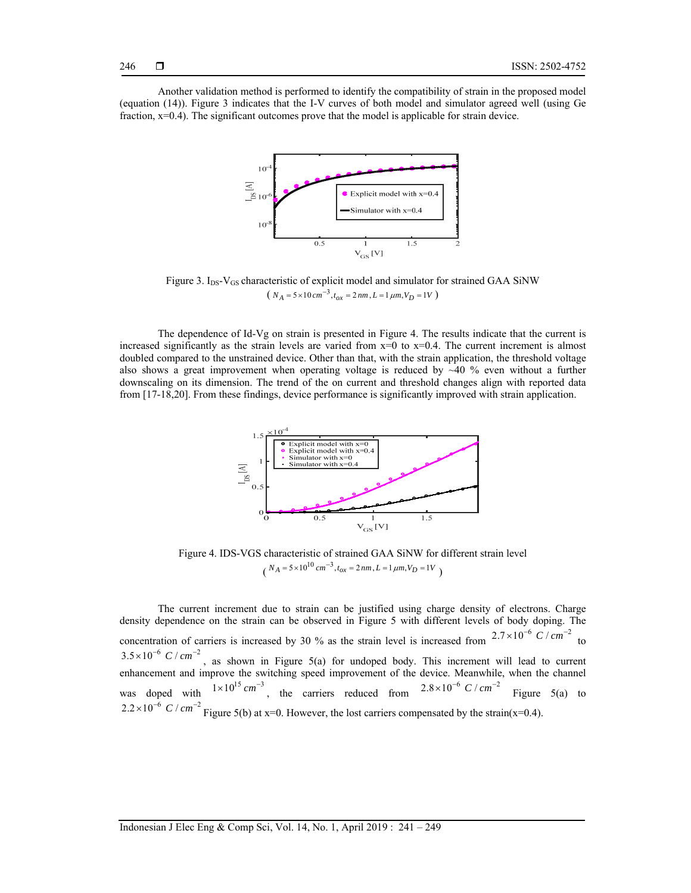Another validation method is performed to identify the compatibility of strain in the proposed model (equation (14)). Figure 3 indicates that the I-V curves of both model and simulator agreed well (using Ge fraction, x=0.4). The significant outcomes prove that the model is applicable for strain device.

$10^{-4}$
$10^{-6}$
$10^{-8}$
$I_{DS}$ [A]
0.5
1
1.5
2
$V_{GS}$ [V]
Explicit model with x=0.4
Simulator with x=0.4

Figure 3. $I_{DS}$-$V_{GS}$ characteristic of explicit model and simulator for strained GAA SiNW ( $N_A = 5\times10\,cm^{-3}, t_{ox} = 2\,nm, L = 1\,\mu m, V_D = 1V$ )

The dependence of Id-Vg on strain is presented in Figure 4. The results indicate that the current is increased significantly as the strain levels are varied from x=0 to x=0.4. The current increment is almost doubled compared to the unstrained device. Other than that, with the strain application, the threshold voltage also shows a great improvement when operating voltage is reduced by ~40 % even without a further downscaling on its dimension. The trend of the on current and threshold changes align with reported data from [17-18,20]. From these findings, device performance is significantly improved with strain application.

$\times10^{-4}$
1.5
1
0.5
0
$I_{DS}$ [A]
0
0.5
1
1.5
$V_{GS}$ [V]
Explicit model with x=0
Explicit model with x=0.4
Simulator with x=0
Simulator with x=0.4

Figure 4. IDS-VGS characteristic of strained GAA SiNW for different strain level ( $N_A = 5\times10^{10}\,cm^{-3}, t_{ox} = 2\,nm, L = 1\,\mu m, V_D = 1V$ )

The current increment due to strain can be justified using charge density of electrons. Charge density dependence on the strain can be observed in Figure 5 with different levels of body doping. The concentration of carriers is increased by 30 % as the strain level is increased from $2.7\times10^{-6}\ C/cm^{-2}$ to $3.5\times10^{-6}\ C/cm^{-2}$, as shown in Figure 5(a) for undoped body. This increment will lead to current enhancement and improve the switching speed improvement of the device. Meanwhile, when the channel was doped with $1\times10^{15}\ cm^{-3}$, the carriers reduced from $2.8\times10^{-6}\ C/cm^{-2}$ Figure 5(a) to $2.2\times10^{-6}\ C/cm^{-2}$ Figure 5(b) at x=0. However, the lost carriers compensated by the strain(x=0.4).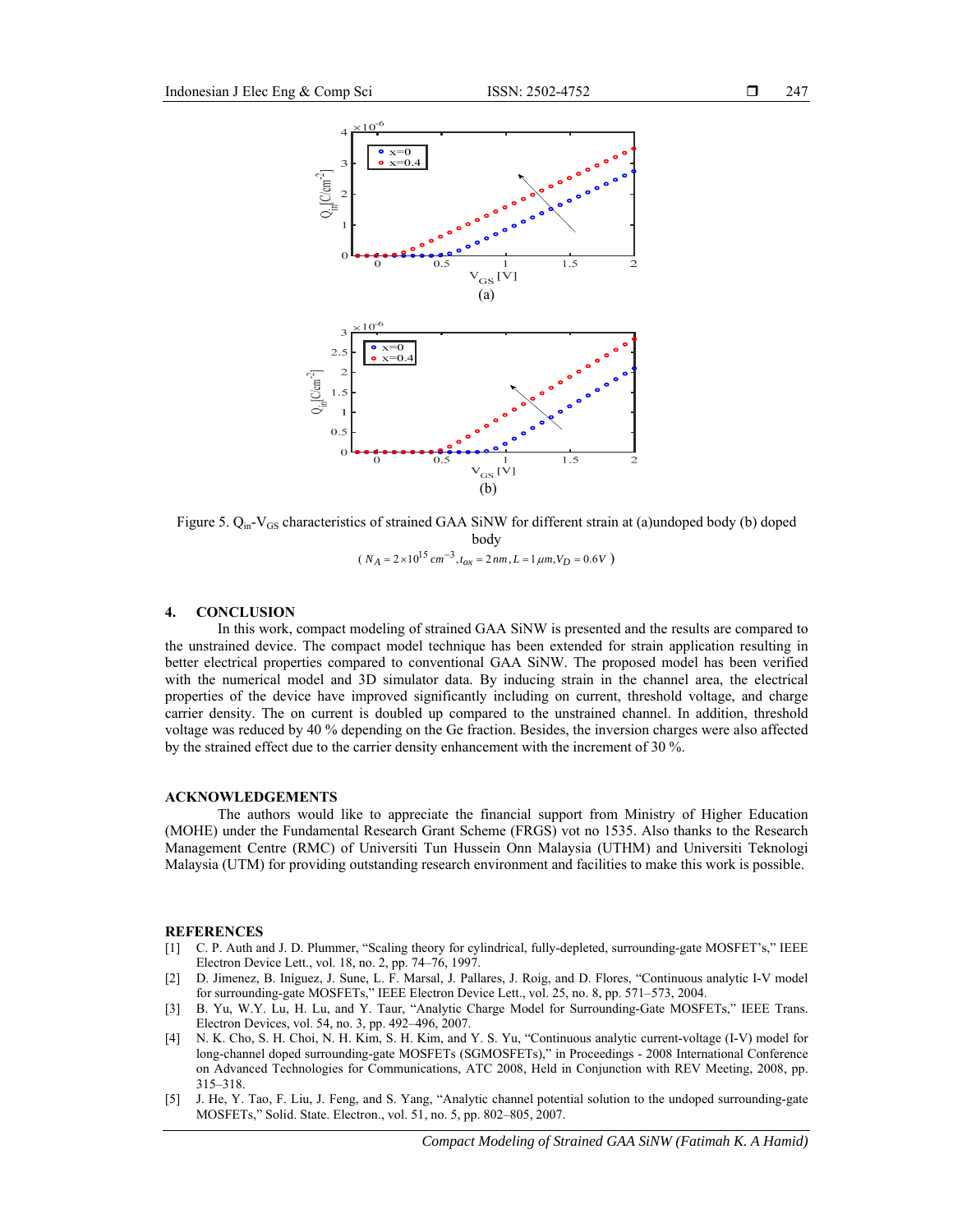Figure 5. $Q_{in}$-$V_{GS}$ characteristics of strained GAA SiNW for different strain at (a)undoped body (b) doped body

$( N_A = 2\times10^{15}\ cm^{-3}, t_{ox} = 2\,nm, L = 1\,\mu m, V_D = 0.6V )$

## 4. CONCLUSION

In this work, compact modeling of strained GAA SiNW is presented and the results are compared to the unstrained device. The compact model technique has been extended for strain application resulting in better electrical properties compared to conventional GAA SiNW. The proposed model has been verified with the numerical model and 3D simulator data. By inducing strain in the channel area, the electrical properties of the device have improved significantly including on current, threshold voltage, and charge carrier density. The on current is doubled up compared to the unstrained channel. In addition, threshold voltage was reduced by 40 % depending on the Ge fraction. Besides, the inversion charges were also affected by the strained effect due to the carrier density enhancement with the increment of 30 %.

## ACKNOWLEDGEMENTS

The authors would like to appreciate the financial support from Ministry of Higher Education (MOHE) under the Fundamental Research Grant Scheme (FRGS) vot no 1535. Also thanks to the Research Management Centre (RMC) of Universiti Tun Hussein Onn Malaysia (UTHM) and Universiti Teknologi Malaysia (UTM) for providing outstanding research environment and facilities to make this work is possible.

## REFERENCES

[1] C. P. Auth and J. D. Plummer, "Scaling theory for cylindrical, fully-depleted, surrounding-gate MOSFET's," IEEE Electron Device Lett., vol. 18, no. 2, pp. 74–76, 1997.

[2] D. Jimenez, B. Iníguez, J. Sune, L. F. Marsal, J. Pallares, J. Roig, and D. Flores, "Continuous analytic I-V model for surrounding-gate MOSFETs," IEEE Electron Device Lett., vol. 25, no. 8, pp. 571–573, 2004.

[3] B. Yu, W.Y. Lu, H. Lu, and Y. Taur, "Analytic Charge Model for Surrounding-Gate MOSFETs," IEEE Trans. Electron Devices, vol. 54, no. 3, pp. 492–496, 2007.

[4] N. K. Cho, S. H. Choi, N. H. Kim, S. H. Kim, and Y. S. Yu, "Continuous analytic current-voltage (I-V) model for long-channel doped surrounding-gate MOSFETs (SGMOSFETs)," in Proceedings - 2008 International Conference on Advanced Technologies for Communications, ATC 2008, Held in Conjunction with REV Meeting, 2008, pp. 315–318.

[5] J. He, Y. Tao, F. Liu, J. Feng, and S. Yang, "Analytic channel potential solution to the undoped surrounding-gate MOSFETs," Solid. State. Electron., vol. 51, no. 5, pp. 802–805, 2007.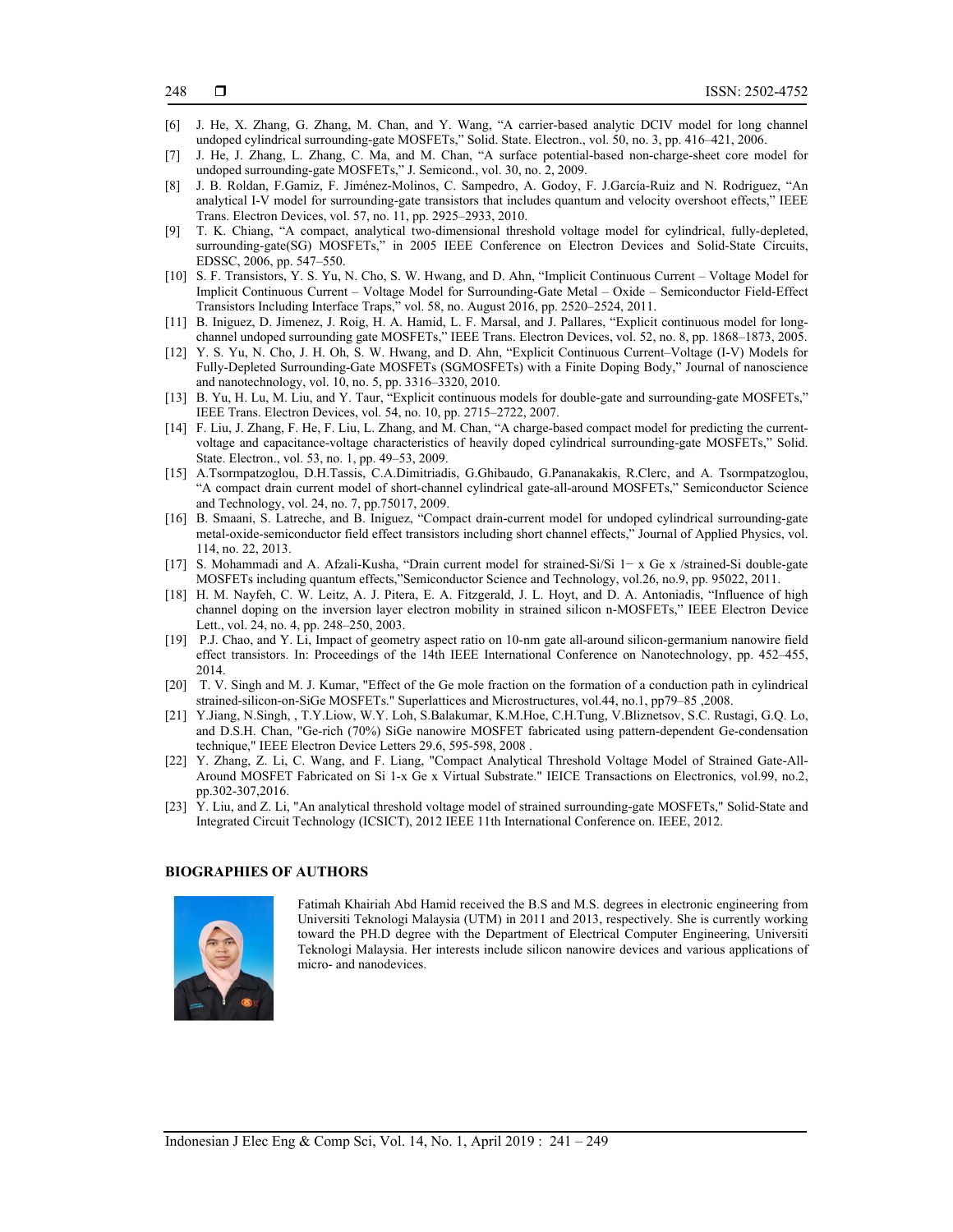[6] J. He, X. Zhang, G. Zhang, M. Chan, and Y. Wang, "A carrier-based analytic DCIV model for long channel undoped cylindrical surrounding-gate MOSFETs," Solid. State. Electron., vol. 50, no. 3, pp. 416–421, 2006.

[7] J. He, J. Zhang, L. Zhang, C. Ma, and M. Chan, "A surface potential-based non-charge-sheet core model for undoped surrounding-gate MOSFETs," J. Semicond., vol. 30, no. 2, 2009.

[8] J. B. Roldan, F.Gamiz, F. Jiménez-Molinos, C. Sampedro, A. Godoy, F. J.García-Ruiz and N. Rodriguez, "An analytical I-V model for surrounding-gate transistors that includes quantum and velocity overshoot effects," IEEE Trans. Electron Devices, vol. 57, no. 11, pp. 2925–2933, 2010.

[9] T. K. Chiang, "A compact, analytical two-dimensional threshold voltage model for cylindrical, fully-depleted, surrounding-gate(SG) MOSFETs," in 2005 IEEE Conference on Electron Devices and Solid-State Circuits, EDSSC, 2006, pp. 547–550.

[10] S. F. Transistors, Y. S. Yu, N. Cho, S. W. Hwang, and D. Ahn, "Implicit Continuous Current – Voltage Model for Implicit Continuous Current – Voltage Model for Surrounding-Gate Metal – Oxide – Semiconductor Field-Effect Transistors Including Interface Traps," vol. 58, no. August 2016, pp. 2520–2524, 2011.

[11] B. Iniguez, D. Jimenez, J. Roig, H. A. Hamid, L. F. Marsal, and J. Pallares, "Explicit continuous model for long-channel undoped surrounding gate MOSFETs," IEEE Trans. Electron Devices, vol. 52, no. 8, pp. 1868–1873, 2005.

[12] Y. S. Yu, N. Cho, J. H. Oh, S. W. Hwang, and D. Ahn, "Explicit Continuous Current–Voltage (I-V) Models for Fully-Depleted Surrounding-Gate MOSFETs (SGMOSFETs) with a Finite Doping Body," Journal of nanoscience and nanotechnology, vol. 10, no. 5, pp. 3316–3320, 2010.

[13] B. Yu, H. Lu, M. Liu, and Y. Taur, "Explicit continuous models for double-gate and surrounding-gate MOSFETs," IEEE Trans. Electron Devices, vol. 54, no. 10, pp. 2715–2722, 2007.

[14] F. Liu, J. Zhang, F. He, F. Liu, L. Zhang, and M. Chan, "A charge-based compact model for predicting the current-voltage and capacitance-voltage characteristics of heavily doped cylindrical surrounding-gate MOSFETs," Solid. State. Electron., vol. 53, no. 1, pp. 49–53, 2009.

[15] A.Tsormpatzoglou, D.H.Tassis, C.A.Dimitriadis, G.Ghibaudo, G.Pananakakis, R.Clerc, and A. Tsormpatzoglou, "A compact drain current model of short-channel cylindrical gate-all-around MOSFETs," Semiconductor Science and Technology, vol. 24, no. 7, pp.75017, 2009.

[16] B. Smaani, S. Latreche, and B. Iniguez, "Compact drain-current model for undoped cylindrical surrounding-gate metal-oxide-semiconductor field effect transistors including short channel effects," Journal of Applied Physics, vol. 114, no. 22, 2013.

[17] S. Mohammadi and A. Afzali-Kusha, "Drain current model for strained-Si/Si 1− x Ge x /strained-Si double-gate MOSFETs including quantum effects,"Semiconductor Science and Technology, vol.26, no.9, pp. 95022, 2011.

[18] H. M. Nayfeh, C. W. Leitz, A. J. Pitera, E. A. Fitzgerald, J. L. Hoyt, and D. A. Antoniadis, "Influence of high channel doping on the inversion layer electron mobility in strained silicon n-MOSFETs," IEEE Electron Device Lett., vol. 24, no. 4, pp. 248–250, 2003.

[19] P.J. Chao, and Y. Li, Impact of geometry aspect ratio on 10-nm gate all-around silicon-germanium nanowire field effect transistors. In: Proceedings of the 14th IEEE International Conference on Nanotechnology, pp. 452–455, 2014.

[20] T. V. Singh and M. J. Kumar, "Effect of the Ge mole fraction on the formation of a conduction path in cylindrical strained-silicon-on-SiGe MOSFETs." Superlattices and Microstructures, vol.44, no.1, pp79–85 ,2008.

[21] Y.Jiang, N.Singh, , T.Y.Liow, W.Y. Loh, S.Balakumar, K.M.Hoe, C.H.Tung, V.Bliznetsov, S.C. Rustagi, G.Q. Lo, and D.S.H. Chan, "Ge-rich (70%) SiGe nanowire MOSFET fabricated using pattern-dependent Ge-condensation technique," IEEE Electron Device Letters 29.6, 595-598, 2008 .

[22] Y. Zhang, Z. Li, C. Wang, and F. Liang, "Compact Analytical Threshold Voltage Model of Strained Gate-All-Around MOSFET Fabricated on Si 1-x Ge x Virtual Substrate." IEICE Transactions on Electronics, vol.99, no.2, pp.302-307,2016.

[23] Y. Liu, and Z. Li, "An analytical threshold voltage model of strained surrounding-gate MOSFETs," Solid-State and Integrated Circuit Technology (ICSICT), 2012 IEEE 11th International Conference on. IEEE, 2012.

## BIOGRAPHIES OF AUTHORS

Fatimah Khairiah Abd Hamid received the B.S and M.S. degrees in electronic engineering from Universiti Teknologi Malaysia (UTM) in 2011 and 2013, respectively. She is currently working toward the PH.D degree with the Department of Electrical Computer Engineering, Universiti Teknologi Malaysia. Her interests include silicon nanowire devices and various applications of micro- and nanodevices.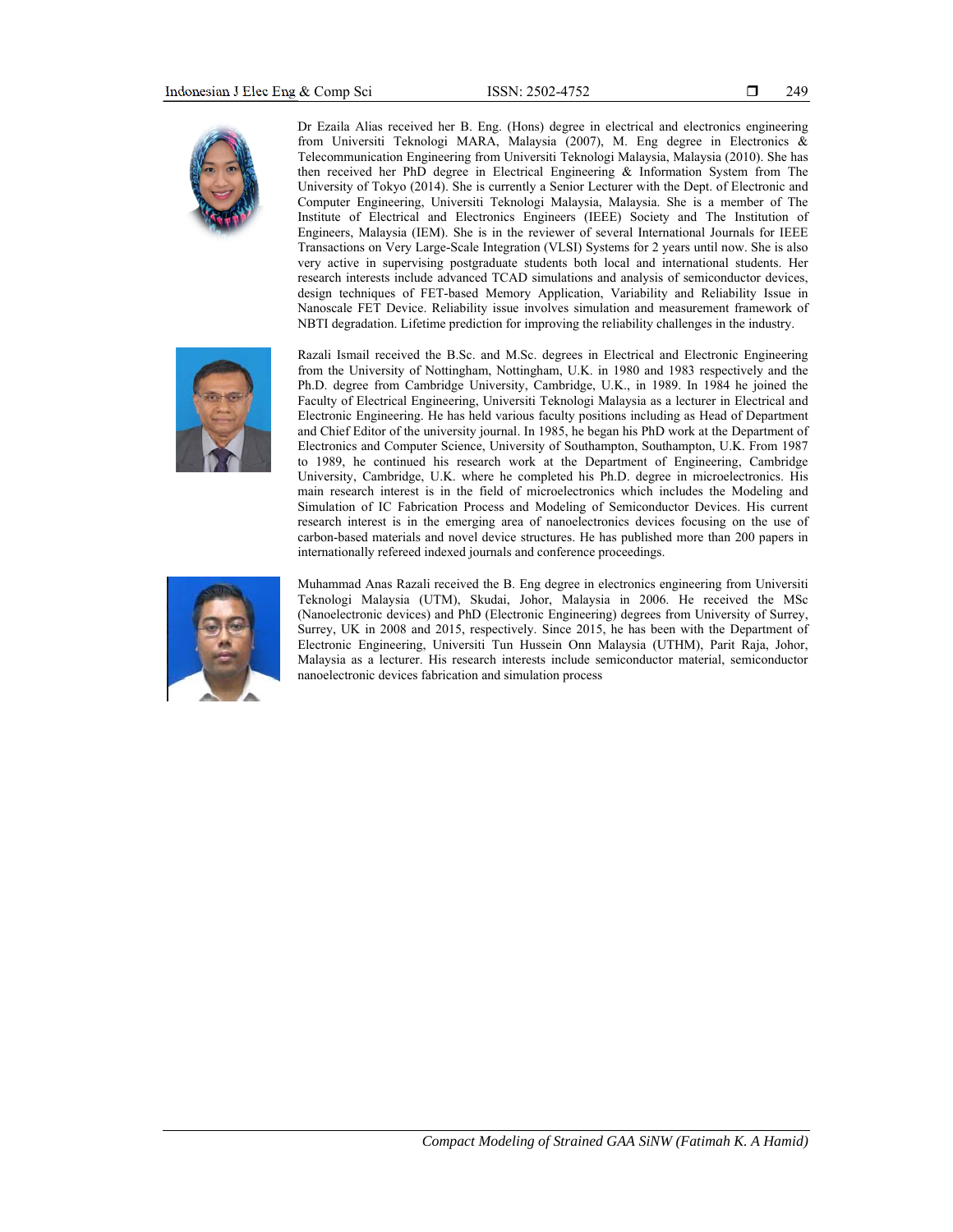Dr Ezaila Alias received her B. Eng. (Hons) degree in electrical and electronics engineering from Universiti Teknologi MARA, Malaysia (2007), M. Eng degree in Electronics & Telecommunication Engineering from Universiti Teknologi Malaysia, Malaysia (2010). She has then received her PhD degree in Electrical Engineering & Information System from The University of Tokyo (2014). She is currently a Senior Lecturer with the Dept. of Electronic and Computer Engineering, Universiti Teknologi Malaysia, Malaysia. She is a member of The Institute of Electrical and Electronics Engineers (IEEE) Society and The Institution of Engineers, Malaysia (IEM). She is in the reviewer of several International Journals for IEEE Transactions on Very Large-Scale Integration (VLSI) Systems for 2 years until now. She is also very active in supervising postgraduate students both local and international students. Her research interests include advanced TCAD simulations and analysis of semiconductor devices, design techniques of FET-based Memory Application, Variability and Reliability Issue in Nanoscale FET Device. Reliability issue involves simulation and measurement framework of NBTI degradation. Lifetime prediction for improving the reliability challenges in the industry.

Razali Ismail received the B.Sc. and M.Sc. degrees in Electrical and Electronic Engineering from the University of Nottingham, Nottingham, U.K. in 1980 and 1983 respectively and the Ph.D. degree from Cambridge University, Cambridge, U.K., in 1989. In 1984 he joined the Faculty of Electrical Engineering, Universiti Teknologi Malaysia as a lecturer in Electrical and Electronic Engineering. He has held various faculty positions including as Head of Department and Chief Editor of the university journal. In 1985, he began his PhD work at the Department of Electronics and Computer Science, University of Southampton, Southampton, U.K. From 1987 to 1989, he continued his research work at the Department of Engineering, Cambridge University, Cambridge, U.K. where he completed his Ph.D. degree in microelectronics. His main research interest is in the field of microelectronics which includes the Modeling and Simulation of IC Fabrication Process and Modeling of Semiconductor Devices. His current research interest is in the emerging area of nanoelectronics devices focusing on the use of carbon-based materials and novel device structures. He has published more than 200 papers in internationally refereed indexed journals and conference proceedings.

Muhammad Anas Razali received the B. Eng degree in electronics engineering from Universiti Teknologi Malaysia (UTM), Skudai, Johor, Malaysia in 2006. He received the MSc (Nanoelectronic devices) and PhD (Electronic Engineering) degrees from University of Surrey, Surrey, UK in 2008 and 2015, respectively. Since 2015, he has been with the Department of Electronic Engineering, Universiti Tun Hussein Onn Malaysia (UTHM), Parit Raja, Johor, Malaysia as a lecturer. His research interests include semiconductor material, semiconductor nanoelectronic devices fabrication and simulation process